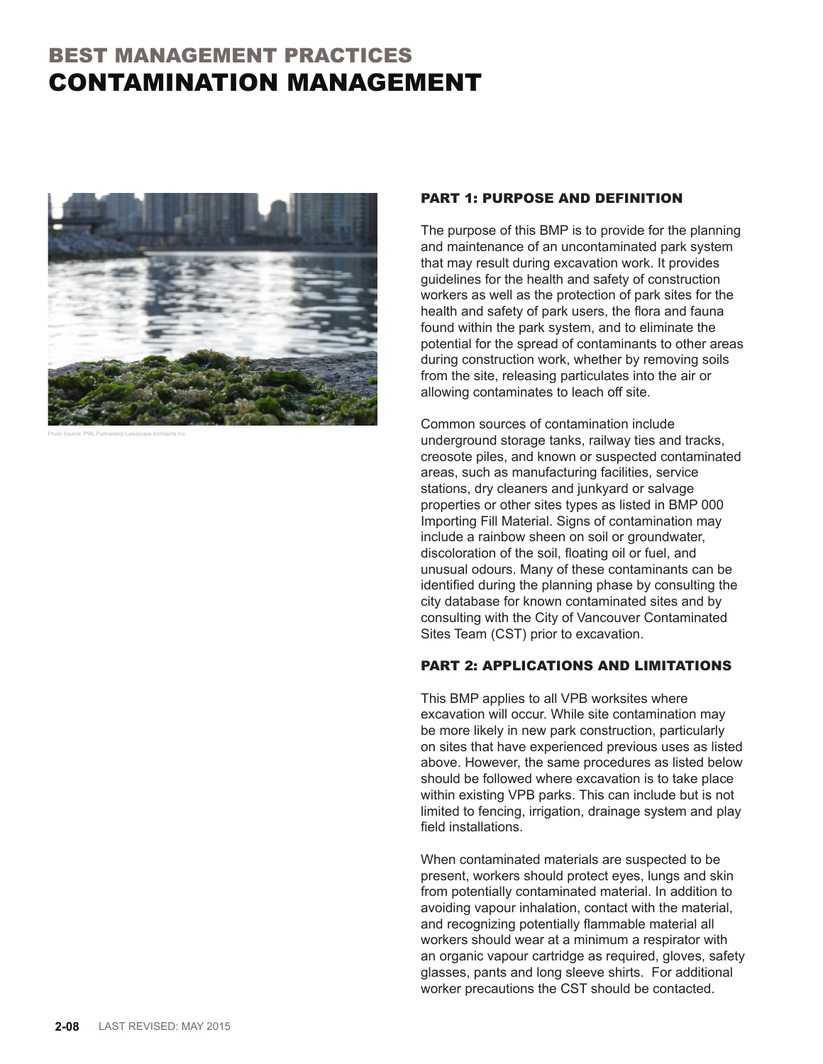# BEST MANAGEMENT PRACTICES
# CONTAMINATION MANAGEMENT

Photo Source: PWL Partnership Landscape Architects Inc.

## PART 1: PURPOSE AND DEFINITION

The purpose of this BMP is to provide for the planning and maintenance of an uncontaminated park system that may result during excavation work. It provides guidelines for the health and safety of construction workers as well as the protection of park sites for the health and safety of park users, the flora and fauna found within the park system, and to eliminate the potential for the spread of contaminants to other areas during construction work, whether by removing soils from the site, releasing particulates into the air or allowing contaminates to leach off site.

Common sources of contamination include underground storage tanks, railway ties and tracks, creosote piles, and known or suspected contaminated areas, such as manufacturing facilities, service stations, dry cleaners and junkyard or salvage properties or other sites types as listed in BMP 000 Importing Fill Material. Signs of contamination may include a rainbow sheen on soil or groundwater, discoloration of the soil, floating oil or fuel, and unusual odours. Many of these contaminants can be identified during the planning phase by consulting the city database for known contaminated sites and by consulting with the City of Vancouver Contaminated Sites Team (CST) prior to excavation.

## PART 2: APPLICATIONS AND LIMITATIONS

This BMP applies to all VPB worksites where excavation will occur. While site contamination may be more likely in new park construction, particularly on sites that have experienced previous uses as listed above. However, the same procedures as listed below should be followed where excavation is to take place within existing VPB parks. This can include but is not limited to fencing, irrigation, drainage system and play field installations.

When contaminated materials are suspected to be present, workers should protect eyes, lungs and skin from potentially contaminated material. In addition to avoiding vapour inhalation, contact with the material, and recognizing potentially flammable material all workers should wear at a minimum a respirator with an organic vapour cartridge as required, gloves, safety glasses, pants and long sleeve shirts. For additional worker precautions the CST should be contacted.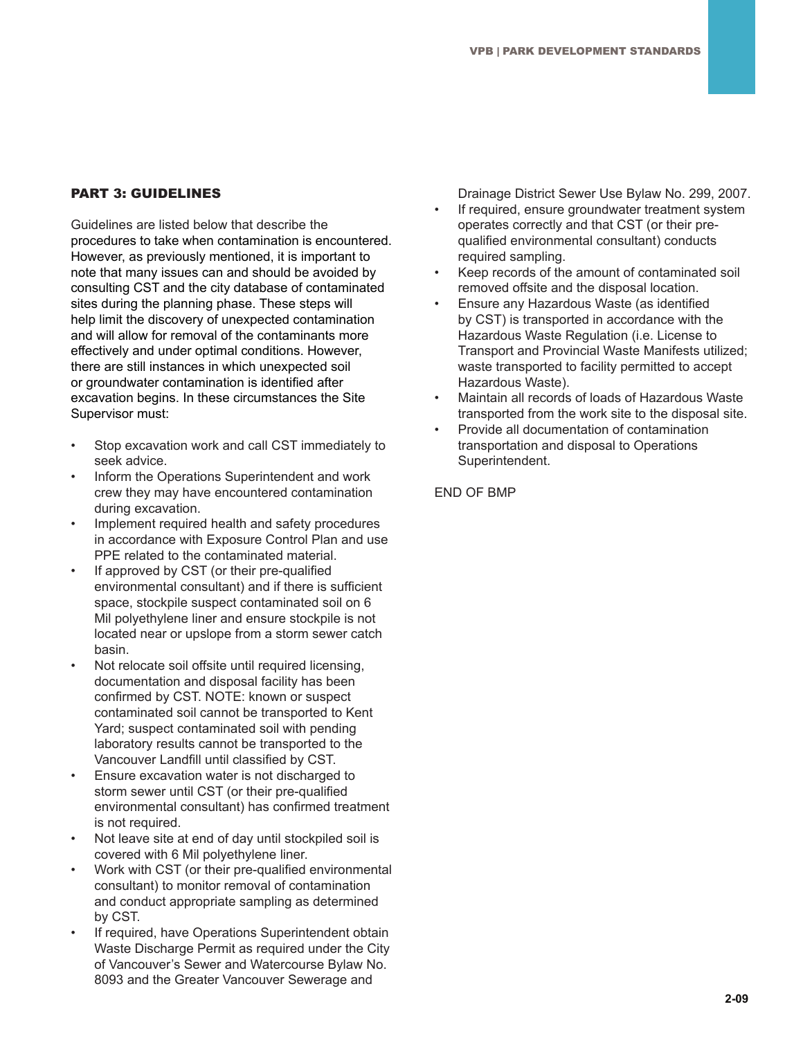## PART 3: GUIDELINES

Guidelines are listed below that describe the procedures to take when contamination is encountered. However, as previously mentioned, it is important to note that many issues can and should be avoided by consulting CST and the city database of contaminated sites during the planning phase. These steps will help limit the discovery of unexpected contamination and will allow for removal of the contaminants more effectively and under optimal conditions. However, there are still instances in which unexpected soil or groundwater contamination is identified after excavation begins. In these circumstances the Site Supervisor must:

- Stop excavation work and call CST immediately to seek advice.
- Inform the Operations Superintendent and work crew they may have encountered contamination during excavation.
- Implement required health and safety procedures in accordance with Exposure Control Plan and use PPE related to the contaminated material.
- If approved by CST (or their pre-qualified environmental consultant) and if there is sufficient space, stockpile suspect contaminated soil on 6 Mil polyethylene liner and ensure stockpile is not located near or upslope from a storm sewer catch basin.
- Not relocate soil offsite until required licensing, documentation and disposal facility has been confirmed by CST. NOTE: known or suspect contaminated soil cannot be transported to Kent Yard; suspect contaminated soil with pending laboratory results cannot be transported to the Vancouver Landfill until classified by CST.
- Ensure excavation water is not discharged to storm sewer until CST (or their pre-qualified environmental consultant) has confirmed treatment is not required.
- Not leave site at end of day until stockpiled soil is covered with 6 Mil polyethylene liner.
- Work with CST (or their pre-qualified environmental consultant) to monitor removal of contamination and conduct appropriate sampling as determined by CST.
- If required, have Operations Superintendent obtain Waste Discharge Permit as required under the City of Vancouver's Sewer and Watercourse Bylaw No. 8093 and the Greater Vancouver Sewerage and Drainage District Sewer Use Bylaw No. 299, 2007.
- If required, ensure groundwater treatment system operates correctly and that CST (or their pre-qualified environmental consultant) conducts required sampling.
- Keep records of the amount of contaminated soil removed offsite and the disposal location.
- Ensure any Hazardous Waste (as identified by CST) is transported in accordance with the Hazardous Waste Regulation (i.e. License to Transport and Provincial Waste Manifests utilized; waste transported to facility permitted to accept Hazardous Waste).
- Maintain all records of loads of Hazardous Waste transported from the work site to the disposal site.
- Provide all documentation of contamination transportation and disposal to Operations Superintendent.

END OF BMP